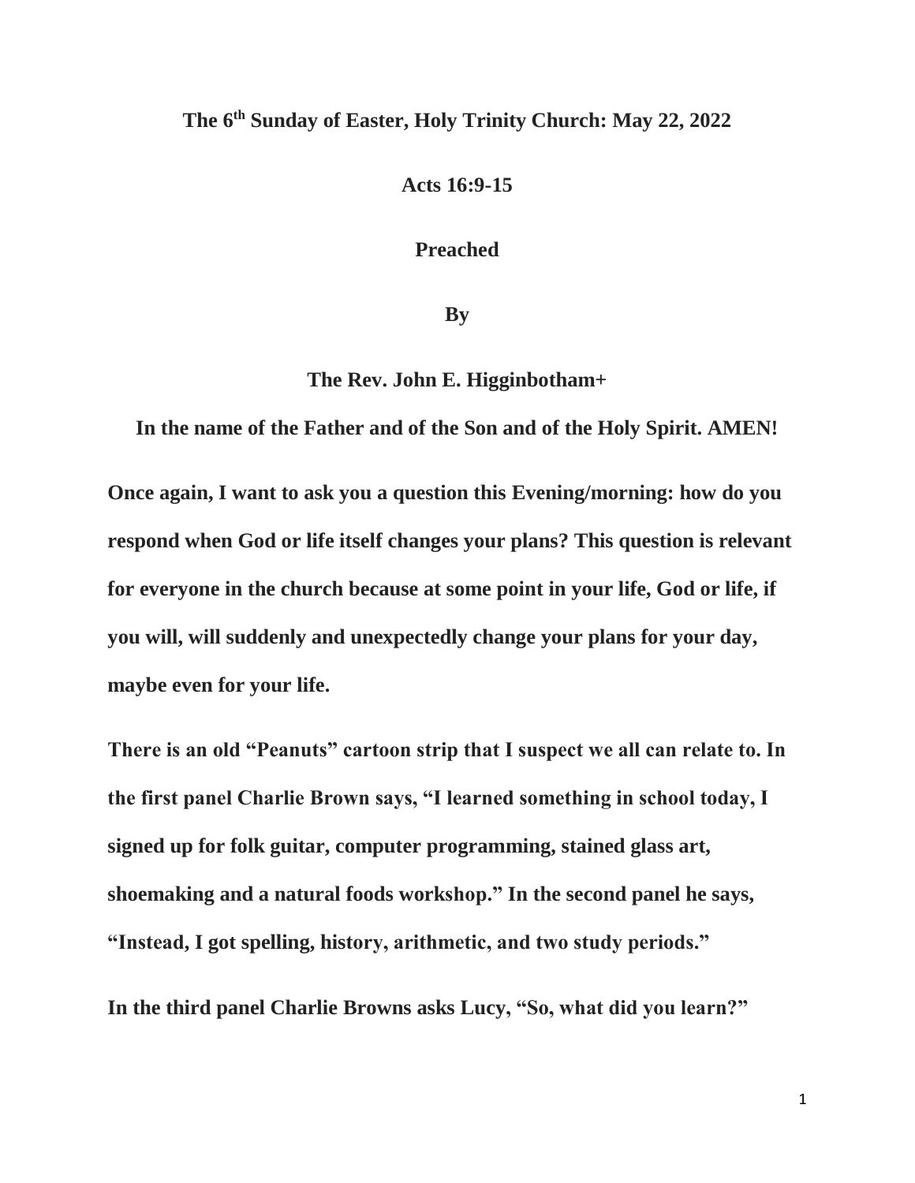**The 6th Sunday of Easter, Holy Trinity Church: May 22, 2022**

**Acts 16:9-15**

**Preached**

**By**

**The Rev. John E. Higginbotham+**

**In the name of the Father and of the Son and of the Holy Spirit. AMEN!**

**Once again, I want to ask you a question this Evening/morning: how do you respond when God or life itself changes your plans? This question is relevant for everyone in the church because at some point in your life, God or life, if you will, will suddenly and unexpectedly change your plans for your day, maybe even for your life.**

**There is an old "Peanuts" cartoon strip that I suspect we all can relate to. In the first panel Charlie Brown says, "I learned something in school today, I signed up for folk guitar, computer programming, stained glass art, shoemaking and a natural foods workshop." In the second panel he says, "Instead, I got spelling, history, arithmetic, and two study periods."**

**In the third panel Charlie Browns asks Lucy, "So, what did you learn?"**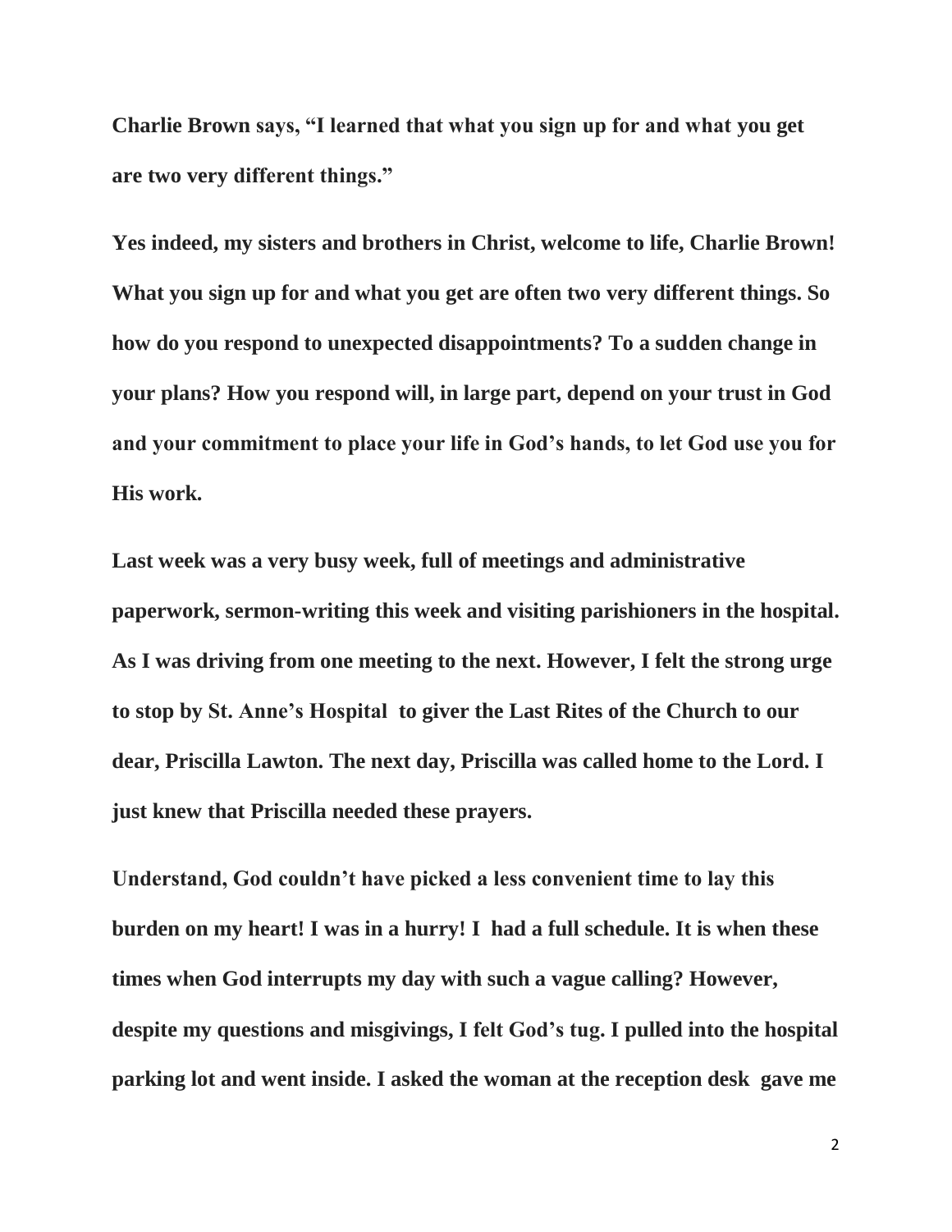**Charlie Brown says, "I learned that what you sign up for and what you get are two very different things."**

**Yes indeed, my sisters and brothers in Christ, welcome to life, Charlie Brown! What you sign up for and what you get are often two very different things. So how do you respond to unexpected disappointments? To a sudden change in your plans? How you respond will, in large part, depend on your trust in God and your commitment to place your life in God's hands, to let God use you for His work.**

**Last week was a very busy week, full of meetings and administrative paperwork, sermon-writing this week and visiting parishioners in the hospital. As I was driving from one meeting to the next. However, I felt the strong urge to stop by St. Anne's Hospital to giver the Last Rites of the Church to our dear, Priscilla Lawton. The next day, Priscilla was called home to the Lord. I just knew that Priscilla needed these prayers.**

**Understand, God couldn't have picked a less convenient time to lay this burden on my heart! I was in a hurry! I had a full schedule. It is when these times when God interrupts my day with such a vague calling? However, despite my questions and misgivings, I felt God's tug. I pulled into the hospital parking lot and went inside. I asked the woman at the reception desk gave me**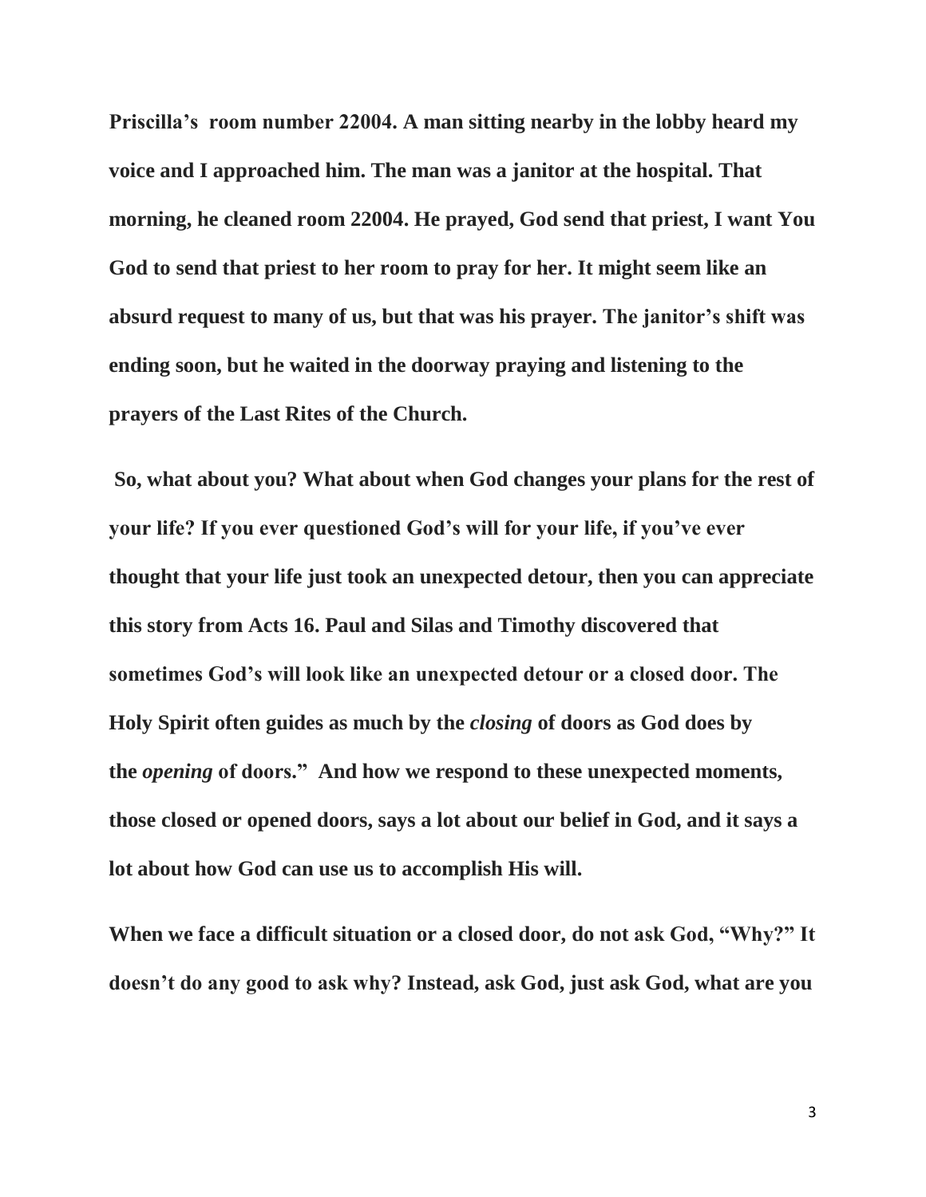**Priscilla's  room number 22004. A man sitting nearby in the lobby heard my voice and I approached him. The man was a janitor at the hospital. That morning, he cleaned room 22004. He prayed, God send that priest, I want You God to send that priest to her room to pray for her. It might seem like an absurd request to many of us, but that was his prayer. The janitor's shift was ending soon, but he waited in the doorway praying and listening to the prayers of the Last Rites of the Church.**

**So, what about you? What about when God changes your plans for the rest of your life? If you ever questioned God's will for your life, if you've ever thought that your life just took an unexpected detour, then you can appreciate this story from Acts 16. Paul and Silas and Timothy discovered that sometimes God's will look like an unexpected detour or a closed door. The Holy Spirit often guides as much by the *closing* of doors as God does by the *opening* of doors."  And how we respond to these unexpected moments, those closed or opened doors, says a lot about our belief in God, and it says a lot about how God can use us to accomplish His will.**

**When we face a difficult situation or a closed door, do not ask God, "Why?" It doesn't do any good to ask why? Instead, ask God, just ask God, what are you**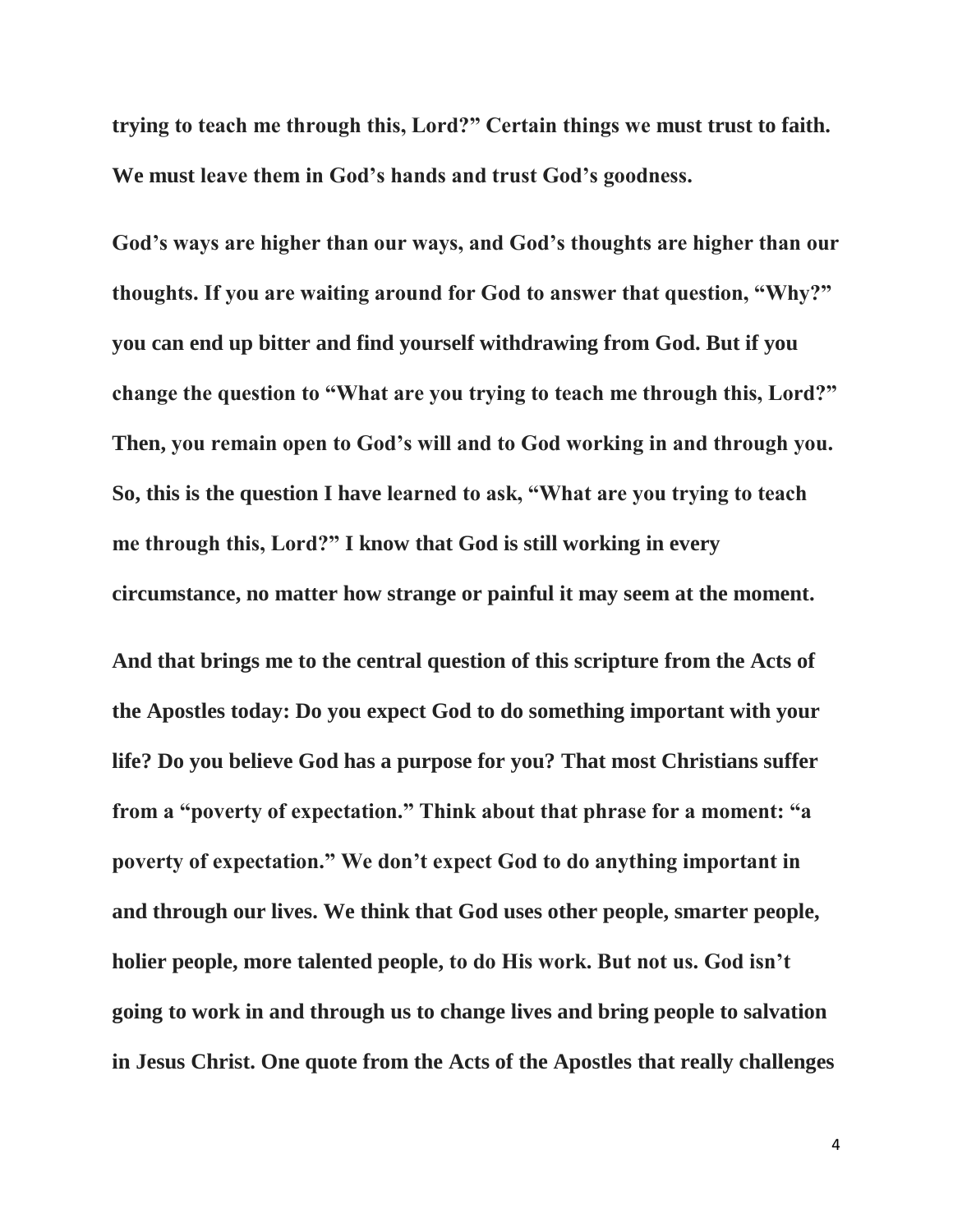**trying to teach me through this, Lord?" Certain things we must trust to faith. We must leave them in God's hands and trust God's goodness.**

**God's ways are higher than our ways, and God's thoughts are higher than our thoughts. If you are waiting around for God to answer that question, "Why?" you can end up bitter and find yourself withdrawing from God. But if you change the question to "What are you trying to teach me through this, Lord?" Then, you remain open to God's will and to God working in and through you. So, this is the question I have learned to ask, "What are you trying to teach me through this, Lord?" I know that God is still working in every circumstance, no matter how strange or painful it may seem at the moment.**

**And that brings me to the central question of this scripture from the Acts of the Apostles today: Do you expect God to do something important with your life? Do you believe God has a purpose for you? That most Christians suffer from a "poverty of expectation." Think about that phrase for a moment: "a poverty of expectation." We don't expect God to do anything important in and through our lives. We think that God uses other people, smarter people, holier people, more talented people, to do His work. But not us. God isn't going to work in and through us to change lives and bring people to salvation in Jesus Christ. One quote from the Acts of the Apostles that really challenges**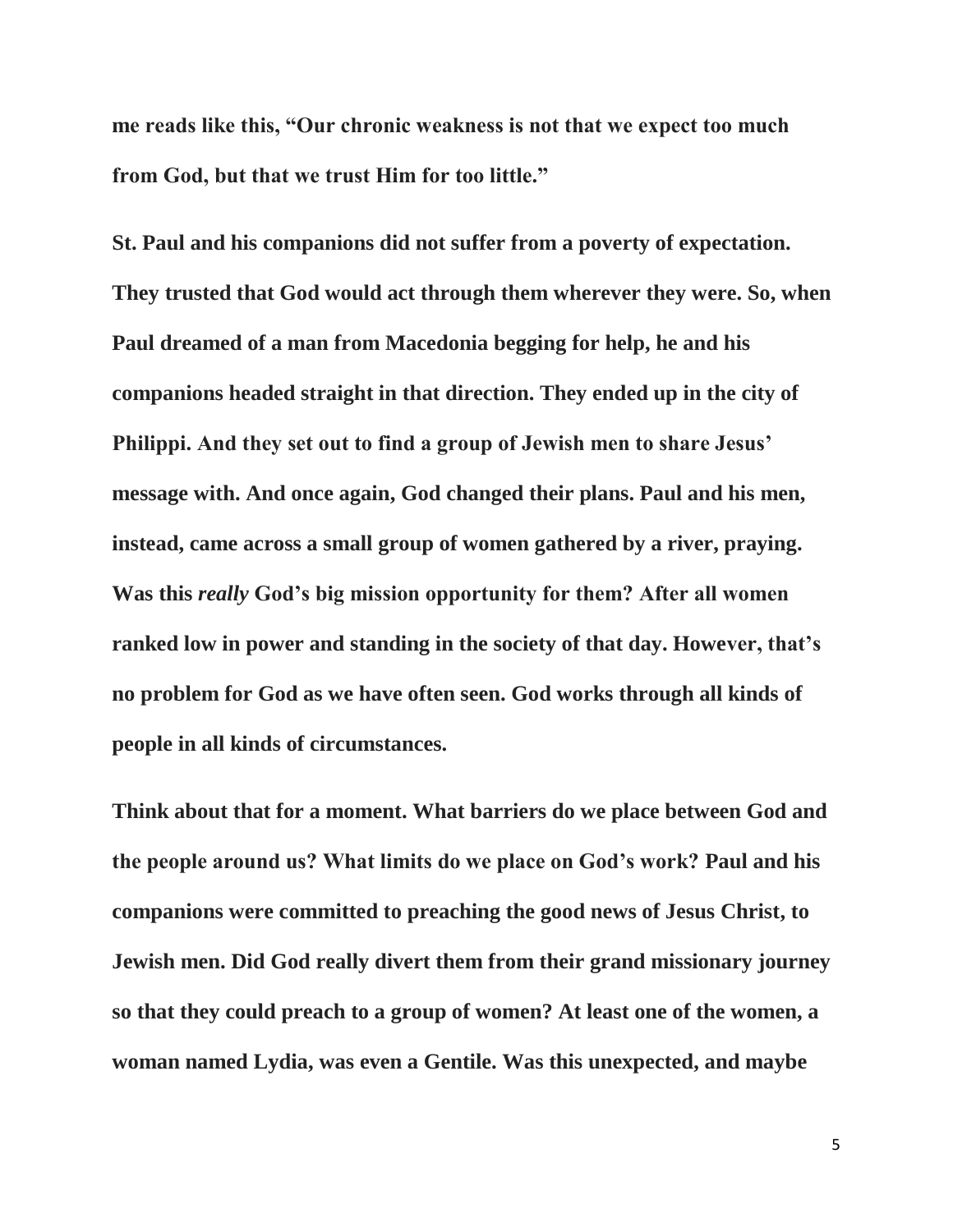**me reads like this, "Our chronic weakness is not that we expect too much from God, but that we trust Him for too little."**

**St. Paul and his companions did not suffer from a poverty of expectation. They trusted that God would act through them wherever they were. So, when Paul dreamed of a man from Macedonia begging for help, he and his companions headed straight in that direction. They ended up in the city of Philippi. And they set out to find a group of Jewish men to share Jesus' message with. And once again, God changed their plans. Paul and his men, instead, came across a small group of women gathered by a river, praying. Was this *really* God's big mission opportunity for them? After all women ranked low in power and standing in the society of that day. However, that's no problem for God as we have often seen. God works through all kinds of people in all kinds of circumstances.**

**Think about that for a moment. What barriers do we place between God and the people around us? What limits do we place on God's work? Paul and his companions were committed to preaching the good news of Jesus Christ, to Jewish men. Did God really divert them from their grand missionary journey so that they could preach to a group of women? At least one of the women, a woman named Lydia, was even a Gentile. Was this unexpected, and maybe**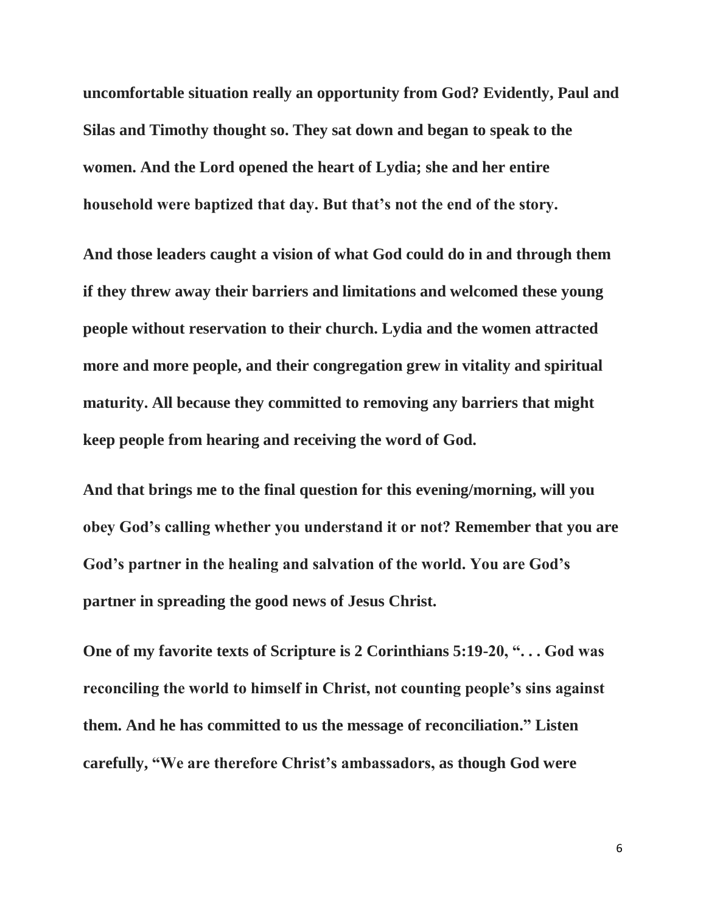**uncomfortable situation really an opportunity from God? Evidently, Paul and Silas and Timothy thought so. They sat down and began to speak to the women. And the Lord opened the heart of Lydia; she and her entire household were baptized that day. But that's not the end of the story.**

**And those leaders caught a vision of what God could do in and through them if they threw away their barriers and limitations and welcomed these young people without reservation to their church. Lydia and the women attracted more and more people, and their congregation grew in vitality and spiritual maturity. All because they committed to removing any barriers that might keep people from hearing and receiving the word of God.**

**And that brings me to the final question for this evening/morning, will you obey God's calling whether you understand it or not? Remember that you are God's partner in the healing and salvation of the world. You are God's partner in spreading the good news of Jesus Christ.**

**One of my favorite texts of Scripture is 2 Corinthians 5:19-20, ". . . God was reconciling the world to himself in Christ, not counting people's sins against them. And he has committed to us the message of reconciliation." Listen carefully, "We are therefore Christ's ambassadors, as though God were**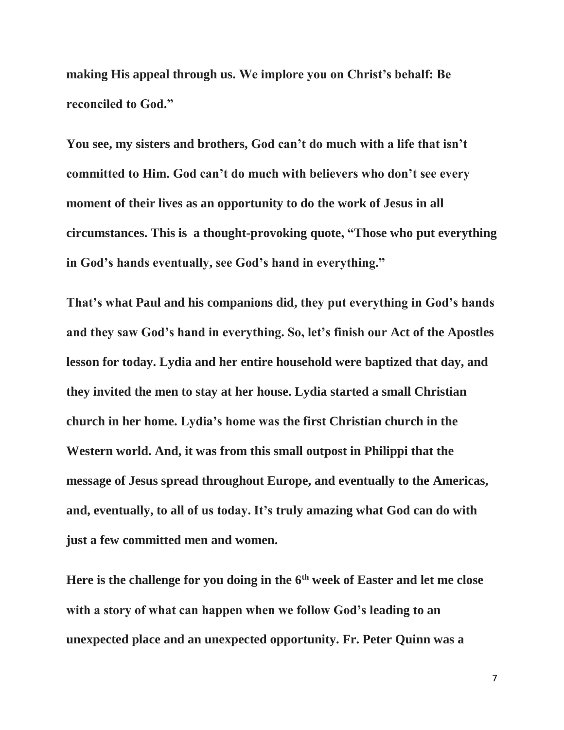**making His appeal through us. We implore you on Christ's behalf: Be reconciled to God."**

**You see, my sisters and brothers, God can't do much with a life that isn't committed to Him. God can't do much with believers who don't see every moment of their lives as an opportunity to do the work of Jesus in all circumstances. This is a thought-provoking quote, "Those who put everything in God's hands eventually, see God's hand in everything."**

**That's what Paul and his companions did, they put everything in God's hands and they saw God's hand in everything. So, let's finish our Act of the Apostles lesson for today. Lydia and her entire household were baptized that day, and they invited the men to stay at her house. Lydia started a small Christian church in her home. Lydia's home was the first Christian church in the Western world. And, it was from this small outpost in Philippi that the message of Jesus spread throughout Europe, and eventually to the Americas, and, eventually, to all of us today. It's truly amazing what God can do with just a few committed men and women.**

**Here is the challenge for you doing in the 6th week of Easter and let me close with a story of what can happen when we follow God's leading to an unexpected place and an unexpected opportunity. Fr. Peter Quinn was a**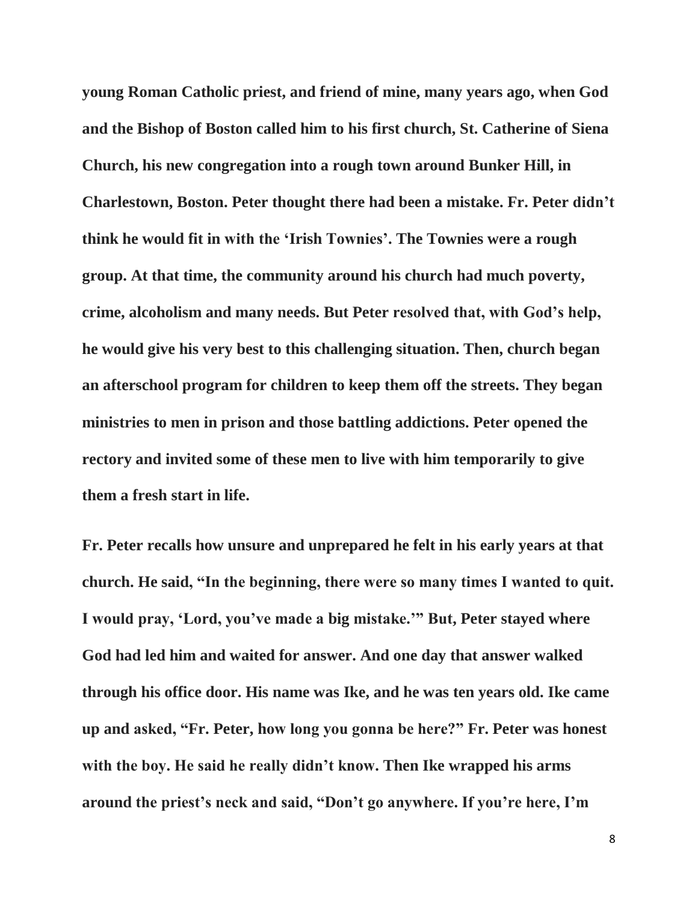**young Roman Catholic priest, and friend of mine, many years ago, when God and the Bishop of Boston called him to his first church, St. Catherine of Siena Church, his new congregation into a rough town around Bunker Hill, in Charlestown, Boston. Peter thought there had been a mistake. Fr. Peter didn't think he would fit in with the 'Irish Townies'. The Townies were a rough group. At that time, the community around his church had much poverty, crime, alcoholism and many needs. But Peter resolved that, with God's help, he would give his very best to this challenging situation. Then, church began an afterschool program for children to keep them off the streets. They began ministries to men in prison and those battling addictions. Peter opened the rectory and invited some of these men to live with him temporarily to give them a fresh start in life.**

**Fr. Peter recalls how unsure and unprepared he felt in his early years at that church. He said, "In the beginning, there were so many times I wanted to quit. I would pray, 'Lord, you've made a big mistake.'" But, Peter stayed where God had led him and waited for answer. And one day that answer walked through his office door. His name was Ike, and he was ten years old. Ike came up and asked, "Fr. Peter, how long you gonna be here?" Fr. Peter was honest with the boy. He said he really didn't know. Then Ike wrapped his arms around the priest's neck and said, "Don't go anywhere. If you're here, I'm**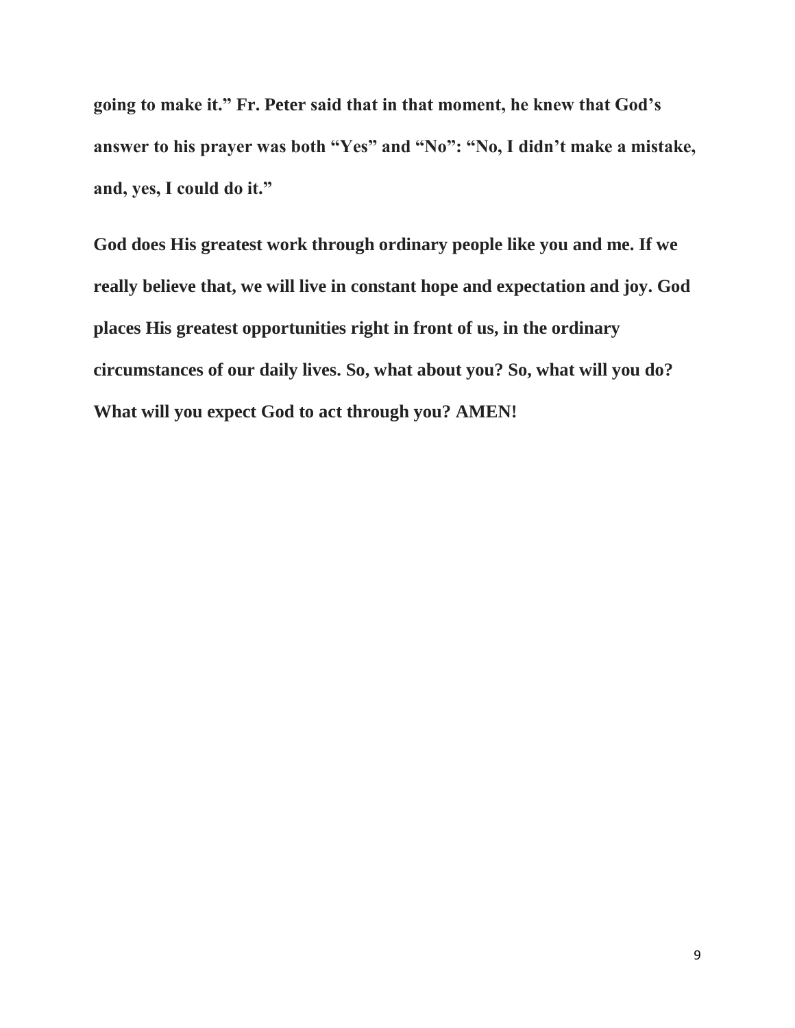**going to make it." Fr. Peter said that in that moment, he knew that God's answer to his prayer was both "Yes" and "No": "No, I didn't make a mistake, and, yes, I could do it."**

**God does His greatest work through ordinary people like you and me. If we really believe that, we will live in constant hope and expectation and joy. God places His greatest opportunities right in front of us, in the ordinary circumstances of our daily lives. So, what about you? So, what will you do? What will you expect God to act through you? AMEN!**